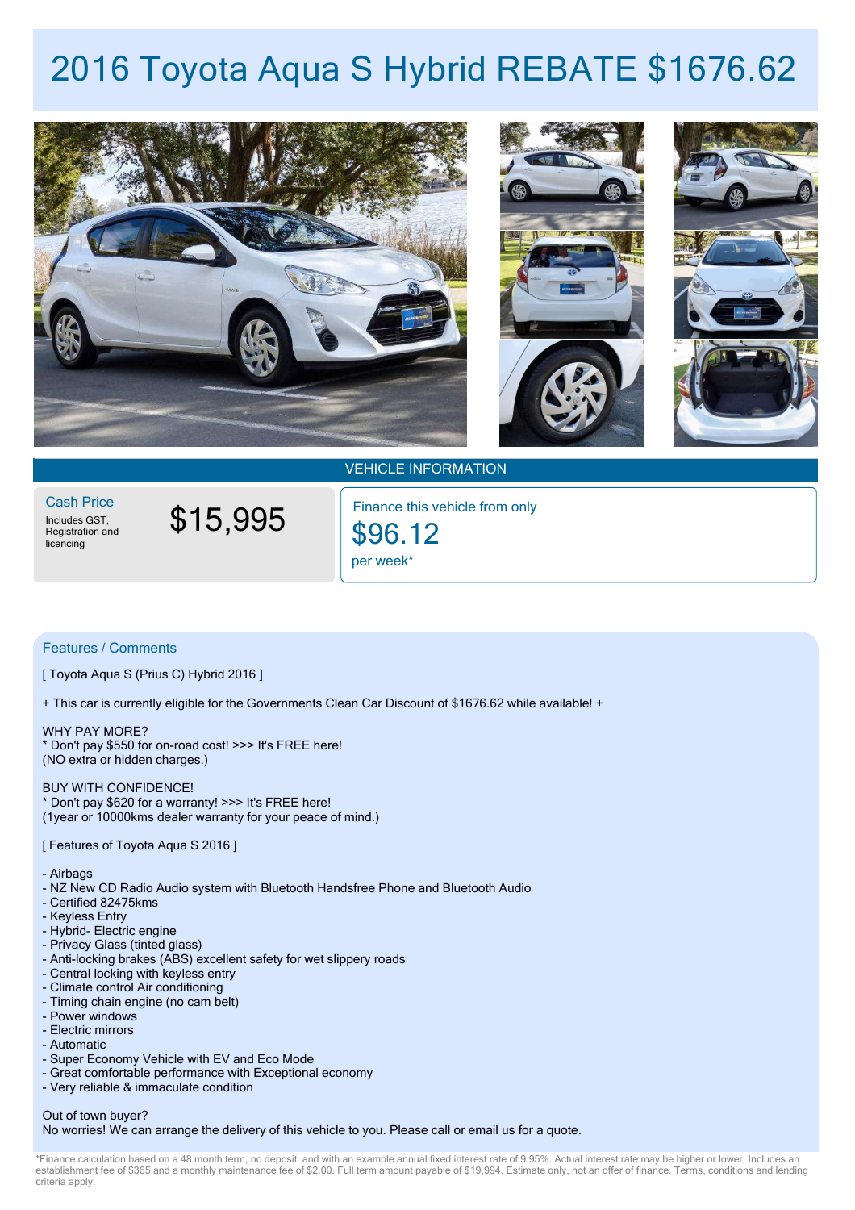# 2016 Toyota Aqua S Hybrid REBATE $1676.62

## VEHICLE INFORMATION

**Cash Price**
Includes GST, Registration and licencing

**$15,995**

Finance this vehicle from only
**$96.12**
per week*

## Features / Comments

[ Toyota Aqua S (Prius C) Hybrid 2016 ]

+ This car is currently eligible for the Governments Clean Car Discount of $1676.62 while available! +

WHY PAY MORE?
* Don't pay $550 for on-road cost! >>> It's FREE here!
(NO extra or hidden charges.)

BUY WITH CONFIDENCE!
* Don't pay $620 for a warranty! >>> It's FREE here!
(1year or 10000kms dealer warranty for your peace of mind.)

[ Features of Toyota Aqua S 2016 ]

- Airbags
- NZ New CD Radio Audio system with Bluetooth Handsfree Phone and Bluetooth Audio
- Certified 82475kms
- Keyless Entry
- Hybrid- Electric engine
- Privacy Glass (tinted glass)
- Anti-locking brakes (ABS) excellent safety for wet slippery roads
- Central locking with keyless entry
- Climate control Air conditioning
- Timing chain engine (no cam belt)
- Power windows
- Electric mirrors
- Automatic
- Super Economy Vehicle with EV and Eco Mode
- Great comfortable performance with Exceptional economy
- Very reliable & immaculate condition

Out of town buyer?
No worries! We can arrange the delivery of this vehicle to you. Please call or email us for a quote.

*Finance calculation based on a 48 month term, no deposit and with an example annual fixed interest rate of 9.95%. Actual interest rate may be higher or lower. Includes an establishment fee of $365 and a monthly maintenance fee of $2.00. Full term amount payable of $19,994. Estimate only, not an offer of finance. Terms, conditions and lending criteria apply.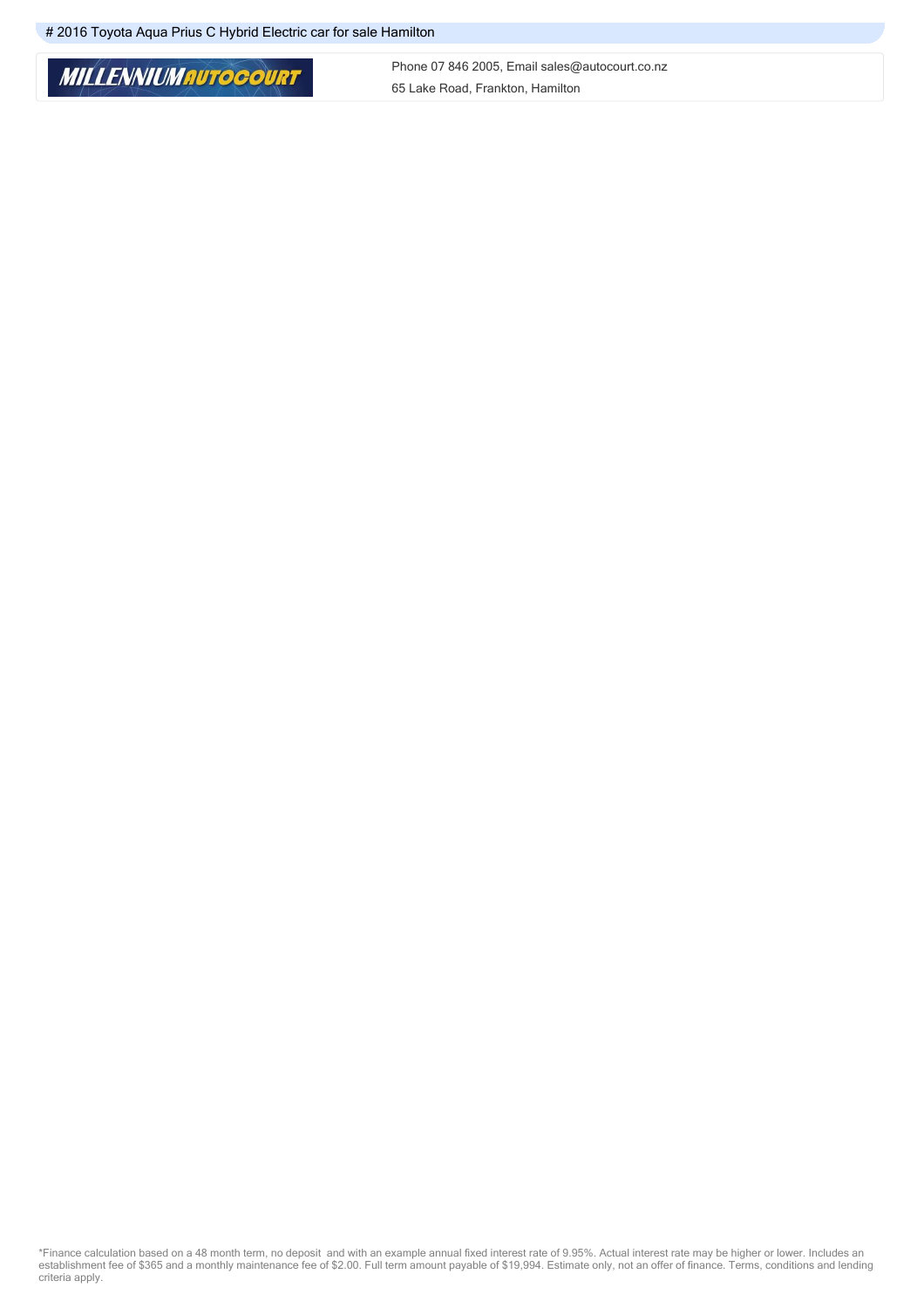# 2016 Toyota Aqua Prius C Hybrid Electric car for sale Hamilton

MILLENNIUMAUTOCOURT

Phone 07 846 2005, Email sales@autocourt.co.nz

65 Lake Road, Frankton, Hamilton

*Finance calculation based on a 48 month term, no deposit and with an example annual fixed interest rate of 9.95%. Actual interest rate may be higher or lower. Includes an establishment fee of $365 and a monthly maintenance fee of $2.00. Full term amount payable of $19,994. Estimate only, not an offer of finance. Terms, conditions and lending criteria apply.